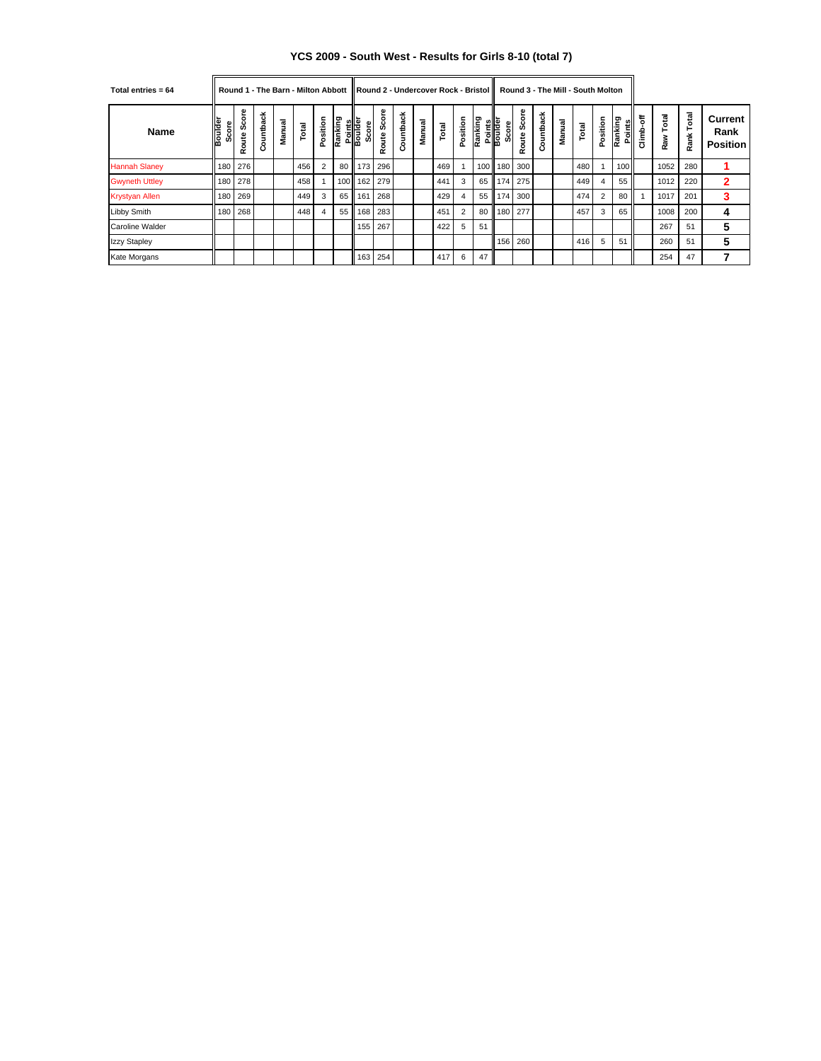# YCS 2009 - South West - Results for Girls 8-10 (total 7)

| Total entries = 64 | Round 1 - The Barn - Milton Abbott | | | | | | | Round 2 - Undercover Rock - Bristol | | | | | | | Round 3 - The Mill - South Molton | | | | | | | | | | |
|---|---|---|---|---|---|---|---|---|---|---|---|---|---|---|---|---|---|---|---|---|---|---|---|---|---|
| Name | Boulder Score | Route Score | Countback | Manual | Total | Position | Ranking Points | Boulder Score | Route Score | Countback | Manual | Total | Position | Ranking Points | Boulder Score | Route Score | Countback | Manual | Total | Position | Ranking Points | Climb-off | Raw Total | Rank Total | Current Rank Position |
| Hannah Slaney | 180 | 276 | | | 456 | 2 | 80 | 173 | 296 | | | 469 | 1 | 100 | 180 | 300 | | | 480 | 1 | 100 | | 1052 | 280 | 1 |
| Gwyneth Uttley | 180 | 278 | | | 458 | 1 | 100 | 162 | 279 | | | 441 | 3 | 65 | 174 | 275 | | | 449 | 4 | 55 | | 1012 | 220 | 2 |
| Krystyan Allen | 180 | 269 | | | 449 | 3 | 65 | 161 | 268 | | | 429 | 4 | 55 | 174 | 300 | | | 474 | 2 | 80 | 1 | 1017 | 201 | 3 |
| Libby Smith | 180 | 268 | | | 448 | 4 | 55 | 168 | 283 | | | 451 | 2 | 80 | 180 | 277 | | | 457 | 3 | 65 | | 1008 | 200 | 4 |
| Caroline Walder | | | | | | | | 155 | 267 | | | 422 | 5 | 51 | | | | | | | | | 267 | 51 | 5 |
| Izzy Stapley | | | | | | | | | | | | | | | 156 | 260 | | | 416 | 5 | 51 | | 260 | 51 | 5 |
| Kate Morgans | | | | | | | | 163 | 254 | | | 417 | 6 | 47 | | | | | | | | | 254 | 47 | 7 |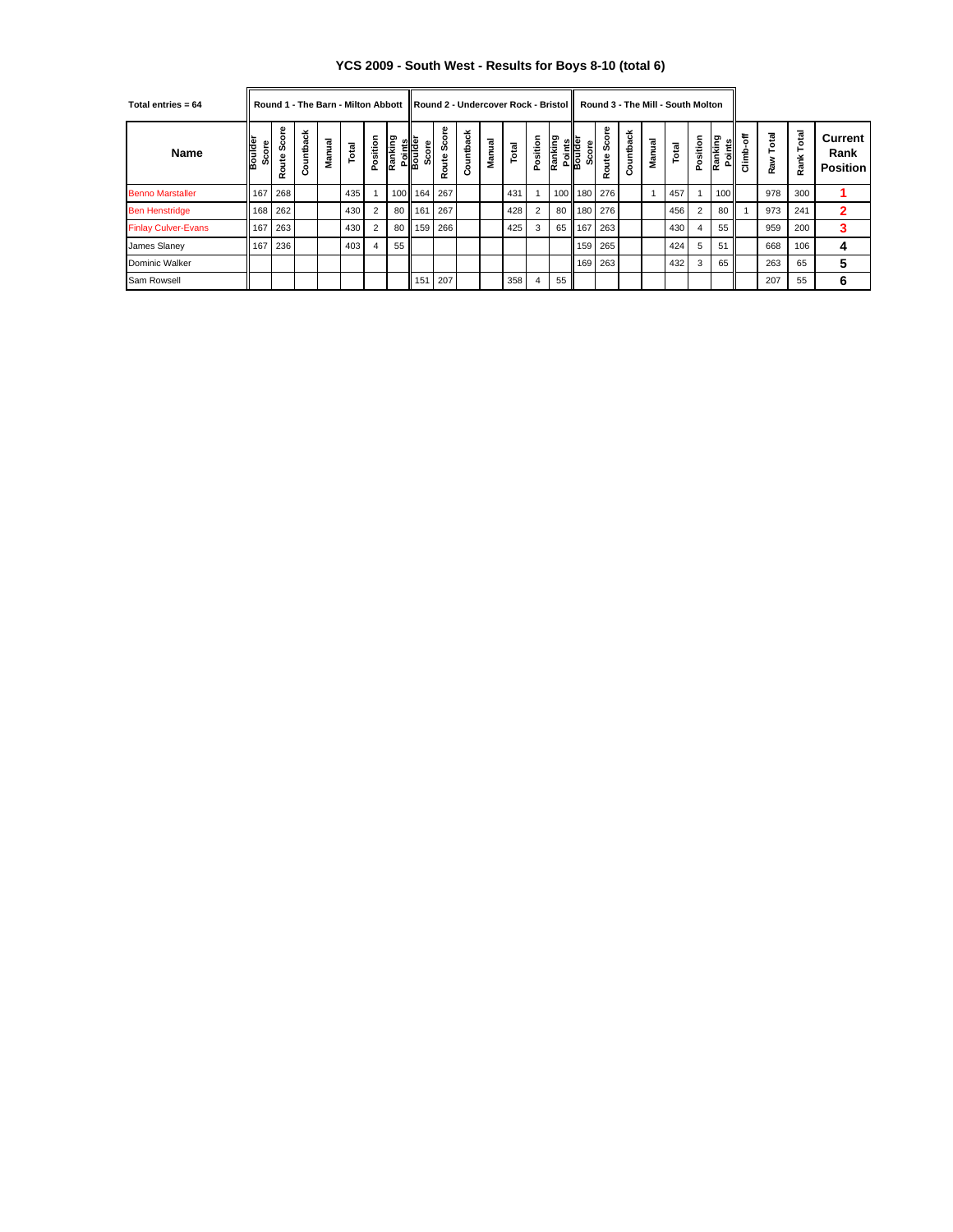# YCS 2009 - South West - Results for Boys 8-10 (total 6)

| Total entries = 64 | Round 1 - The Barn - Milton Abbott | | | | | | | Round 2 - Undercover Rock - Bristol | | | | | | | Round 3 - The Mill - South Molton | | | | | | | | | | |
|---|---|---|---|---|---|---|---|---|---|---|---|---|---|---|---|---|---|---|---|---|---|---|---|---|---|
| **Name** | Boulder Score | Route Score | Countback | Manual | Total | Position | Ranking Points | Boulder Score | Route Score | Countback | Manual | Total | Position | Ranking Points | Boulder Score | Route Score | Countback | Manual | Total | Position | Ranking Points | Climb-off | Raw Total | Rank Total | **Current Rank Position** |
| Benno Marstaller | 167 | 268 | | | 435 | 1 | 100 | 164 | 267 | | | 431 | 1 | 100 | 180 | 276 | | 1 | 457 | 1 | 100 | | 978 | 300 | **1** |
| Ben Henstridge | 168 | 262 | | | 430 | 2 | 80 | 161 | 267 | | | 428 | 2 | 80 | 180 | 276 | | | 456 | 2 | 80 | 1 | 973 | 241 | **2** |
| Finlay Culver-Evans | 167 | 263 | | | 430 | 2 | 80 | 159 | 266 | | | 425 | 3 | 65 | 167 | 263 | | | 430 | 4 | 55 | | 959 | 200 | **3** |
| James Slaney | 167 | 236 | | | 403 | 4 | 55 | | | | | | | | 159 | 265 | | | 424 | 5 | 51 | | 668 | 106 | **4** |
| Dominic Walker | | | | | | | | | | | | | | | 169 | 263 | | | 432 | 3 | 65 | | 263 | 65 | **5** |
| Sam Rowsell | | | | | | | | 151 | 207 | | | 358 | 4 | 55 | | | | | | | | | 207 | 55 | **6** |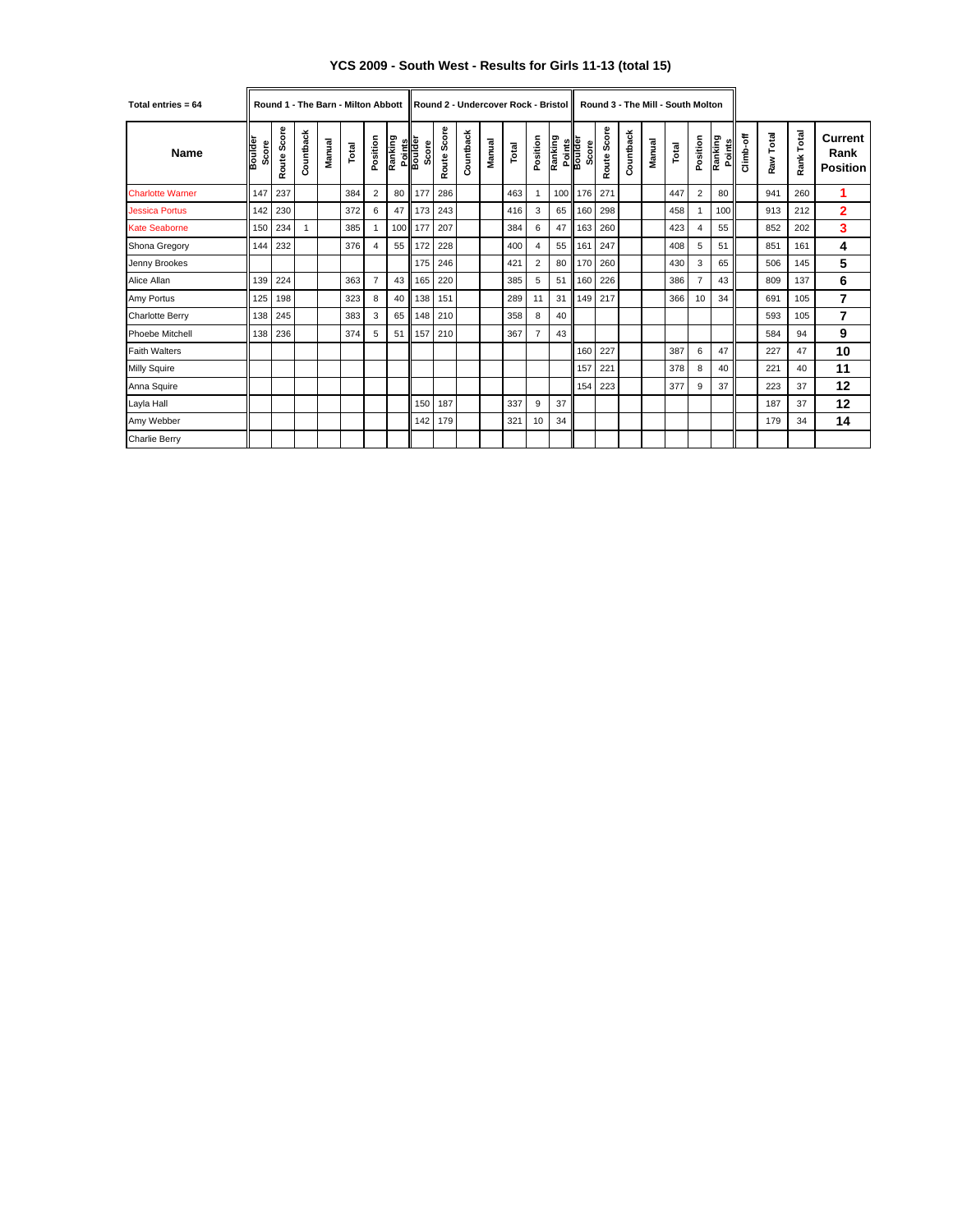# YCS 2009 - South West - Results for Girls 11-13 (total 15)

| Total entries = 64 | Round 1 - The Barn - Milton Abbott | | | | | | | Round 2 - Undercover Rock - Bristol | | | | | | | Round 3 - The Mill - South Molton | | | | | | | | | | |
|---|---|---|---|---|---|---|---|---|---|---|---|---|---|---|---|---|---|---|---|---|---|---|---|---|---|
| Name | Boulder Score | Route Score | Countback | Manual | Total | Position | Ranking Points | Boulder Score | Route Score | Countback | Manual | Total | Position | Ranking Points | Boulder Score | Route Score | Countback | Manual | Total | Position | Ranking Points | Climb-off | Raw Total | Rank Total | Current Rank Position |
| Charlotte Warner | 147 | 237 | | | 384 | 2 | 80 | 177 | 286 | | | 463 | 1 | 100 | 176 | 271 | | | 447 | 2 | 80 | | 941 | 260 | 1 |
| Jessica Portus | 142 | 230 | | | 372 | 6 | 47 | 173 | 243 | | | 416 | 3 | 65 | 160 | 298 | | | 458 | 1 | 100 | | 913 | 212 | 2 |
| Kate Seaborne | 150 | 234 | 1 | | 385 | 1 | 100 | 177 | 207 | | | 384 | 6 | 47 | 163 | 260 | | | 423 | 4 | 55 | | 852 | 202 | 3 |
| Shona Gregory | 144 | 232 | | | 376 | 4 | 55 | 172 | 228 | | | 400 | 4 | 55 | 161 | 247 | | | 408 | 5 | 51 | | 851 | 161 | 4 |
| Jenny Brookes | | | | | | | | 175 | 246 | | | 421 | 2 | 80 | 170 | 260 | | | 430 | 3 | 65 | | 506 | 145 | 5 |
| Alice Allan | 139 | 224 | | | 363 | 7 | 43 | 165 | 220 | | | 385 | 5 | 51 | 160 | 226 | | | 386 | 7 | 43 | | 809 | 137 | 6 |
| Amy Portus | 125 | 198 | | | 323 | 8 | 40 | 138 | 151 | | | 289 | 11 | 31 | 149 | 217 | | | 366 | 10 | 34 | | 691 | 105 | 7 |
| Charlotte Berry | 138 | 245 | | | 383 | 3 | 65 | 148 | 210 | | | 358 | 8 | 40 | | | | | | | | | 593 | 105 | 7 |
| Phoebe Mitchell | 138 | 236 | | | 374 | 5 | 51 | 157 | 210 | | | 367 | 7 | 43 | | | | | | | | | 584 | 94 | 9 |
| Faith Walters | | | | | | | | | | | | | | | 160 | 227 | | | 387 | 6 | 47 | | 227 | 47 | 10 |
| Milly Squire | | | | | | | | | | | | | | | 157 | 221 | | | 378 | 8 | 40 | | 221 | 40 | 11 |
| Anna Squire | | | | | | | | | | | | | | | 154 | 223 | | | 377 | 9 | 37 | | 223 | 37 | 12 |
| Layla Hall | | | | | | | | 150 | 187 | | | 337 | 9 | 37 | | | | | | | | | 187 | 37 | 12 |
| Amy Webber | | | | | | | | 142 | 179 | | | 321 | 10 | 34 | | | | | | | | | 179 | 34 | 14 |
| Charlie Berry | | | | | | | | | | | | | | | | | | | | | | | | | |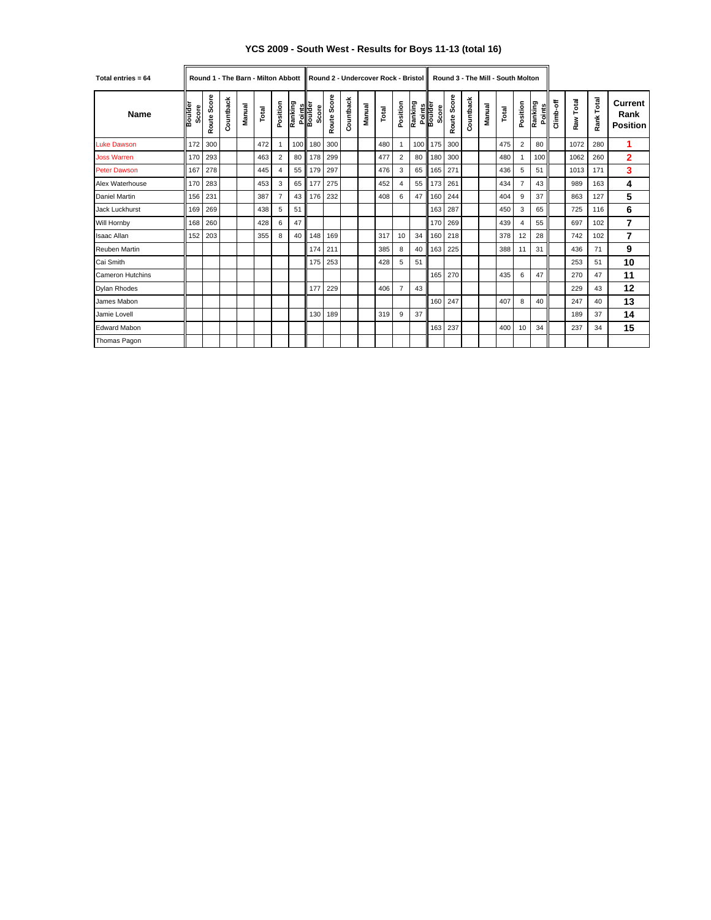# YCS 2009 - South West - Results for Boys 11-13 (total 16)

| Total entries = 64 | Round 1 - The Barn - Milton Abbott | | | | | | | Round 2 - Undercover Rock - Bristol | | | | | | | Round 3 - The Mill - South Molton | | | | | | | | | | |
|---|---|---|---|---|---|---|---|---|---|---|---|---|---|---|---|---|---|---|---|---|---|---|---|---|---|
| Name | Boulder Score | Route Score | Countback | Manual | Total | Position | Ranking Points | Boulder Score | Route Score | Countback | Manual | Total | Position | Ranking Points | Boulder Score | Route Score | Countback | Manual | Total | Position | Ranking Points | Climb-off | Raw Total | Rank Total | Current Rank Position |
| Luke Dawson | 172 | 300 | | | 472 | 1 | 100 | 180 | 300 | | | 480 | 1 | 100 | 175 | 300 | | | 475 | 2 | 80 | | 1072 | 280 | 1 |
| Joss Warren | 170 | 293 | | | 463 | 2 | 80 | 178 | 299 | | | 477 | 2 | 80 | 180 | 300 | | | 480 | 1 | 100 | | 1062 | 260 | 2 |
| Peter Dawson | 167 | 278 | | | 445 | 4 | 55 | 179 | 297 | | | 476 | 3 | 65 | 165 | 271 | | | 436 | 5 | 51 | | 1013 | 171 | 3 |
| Alex Waterhouse | 170 | 283 | | | 453 | 3 | 65 | 177 | 275 | | | 452 | 4 | 55 | 173 | 261 | | | 434 | 7 | 43 | | 989 | 163 | 4 |
| Daniel Martin | 156 | 231 | | | 387 | 7 | 43 | 176 | 232 | | | 408 | 6 | 47 | 160 | 244 | | | 404 | 9 | 37 | | 863 | 127 | 5 |
| Jack Luckhurst | 169 | 269 | | | 438 | 5 | 51 | | | | | | | | 163 | 287 | | | 450 | 3 | 65 | | 725 | 116 | 6 |
| Will Hornby | 168 | 260 | | | 428 | 6 | 47 | | | | | | | | 170 | 269 | | | 439 | 4 | 55 | | 697 | 102 | 7 |
| Isaac Allan | 152 | 203 | | | 355 | 8 | 40 | 148 | 169 | | | 317 | 10 | 34 | 160 | 218 | | | 378 | 12 | 28 | | 742 | 102 | 7 |
| Reuben Martin | | | | | | | | 174 | 211 | | | 385 | 8 | 40 | 163 | 225 | | | 388 | 11 | 31 | | 436 | 71 | 9 |
| Cai Smith | | | | | | | | 175 | 253 | | | 428 | 5 | 51 | | | | | | | | | 253 | 51 | 10 |
| Cameron Hutchins | | | | | | | | | | | | | | | 165 | 270 | | | 435 | 6 | 47 | | 270 | 47 | 11 |
| Dylan Rhodes | | | | | | | | 177 | 229 | | | 406 | 7 | 43 | | | | | | | | | 229 | 43 | 12 |
| James Mabon | | | | | | | | | | | | | | | 160 | 247 | | | 407 | 8 | 40 | | 247 | 40 | 13 |
| Jamie Lovell | | | | | | | | 130 | 189 | | | 319 | 9 | 37 | | | | | | | | | 189 | 37 | 14 |
| Edward Mabon | | | | | | | | | | | | | | | 163 | 237 | | | 400 | 10 | 34 | | 237 | 34 | 15 |
| Thomas Pagon | | | | | | | | | | | | | | | | | | | | | | | | | |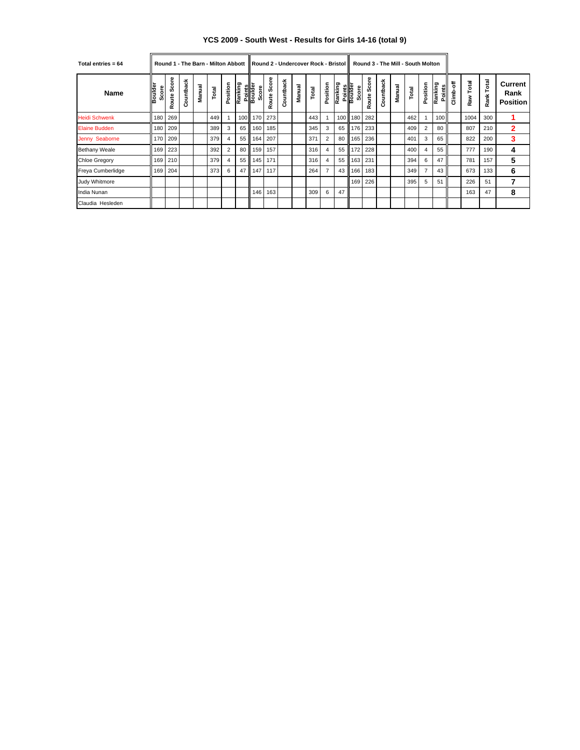# YCS 2009 - South West - Results for Girls 14-16 (total 9)

| Total entries = 64 | Round 1 - The Barn - Milton Abbott | | | | | | | Round 2 - Undercover Rock - Bristol | | | | | | | Round 3 - The Mill - South Molton | | | | | | | | | | |
|---|---|---|---|---|---|---|---|---|---|---|---|---|---|---|---|---|---|---|---|---|---|---|---|---|---|
| Name | Boulder Score | Route Score | Countback | Manual | Total | Position | Ranking Points | Boulder Score | Route Score | Countback | Manual | Total | Position | Ranking Points | Boulder Score | Route Score | Countback | Manual | Total | Position | Ranking Points | Climb-off | Raw Total | Rank Total | Current Rank Position |
| Heidi Schwenk | 180 | 269 | | | 449 | 1 | 100 | 170 | 273 | | | 443 | 1 | 100 | 180 | 282 | | | 462 | 1 | 100 | | 1004 | 300 | 1 |
| Elaine Budden | 180 | 209 | | | 389 | 3 | 65 | 160 | 185 | | | 345 | 3 | 65 | 176 | 233 | | | 409 | 2 | 80 | | 807 | 210 | 2 |
| Jenny Seaborne | 170 | 209 | | | 379 | 4 | 55 | 164 | 207 | | | 371 | 2 | 80 | 165 | 236 | | | 401 | 3 | 65 | | 822 | 200 | 3 |
| Bethany Weale | 169 | 223 | | | 392 | 2 | 80 | 159 | 157 | | | 316 | 4 | 55 | 172 | 228 | | | 400 | 4 | 55 | | 777 | 190 | 4 |
| Chloe Gregory | 169 | 210 | | | 379 | 4 | 55 | 145 | 171 | | | 316 | 4 | 55 | 163 | 231 | | | 394 | 6 | 47 | | 781 | 157 | 5 |
| Freya Cumberlidge | 169 | 204 | | | 373 | 6 | 47 | 147 | 117 | | | 264 | 7 | 43 | 166 | 183 | | | 349 | 7 | 43 | | 673 | 133 | 6 |
| Judy Whitmore | | | | | | | | | | | | | | | 169 | 226 | | | 395 | 5 | 51 | | 226 | 51 | 7 |
| India Nunan | | | | | | | | 146 | 163 | | | 309 | 6 | 47 | | | | | | | | | 163 | 47 | 8 |
| Claudia Hesleden | | | | | | | | | | | | | | | | | | | | | | | | | |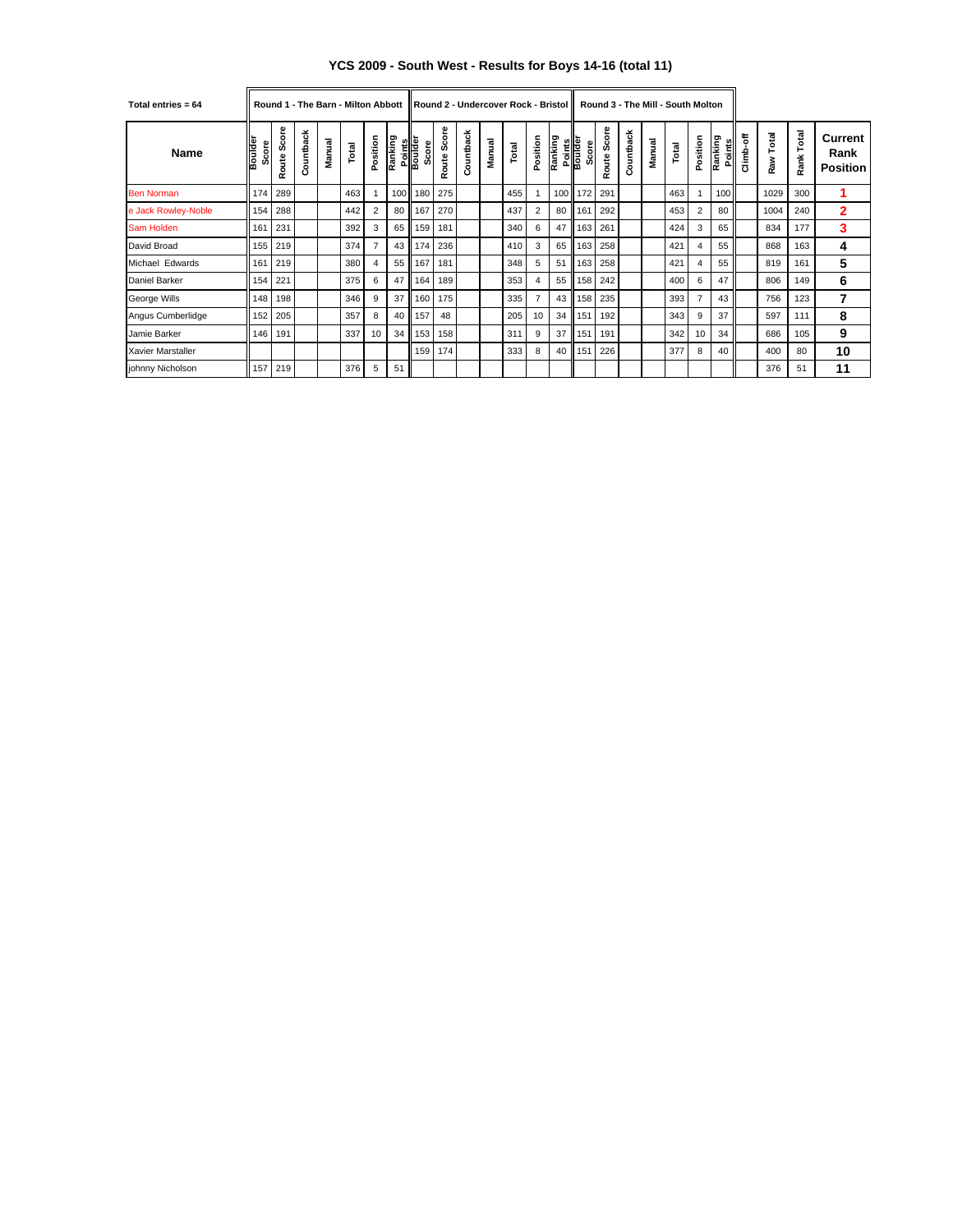# YCS 2009 - South West - Results for Boys 14-16 (total 11)

| Total entries = 64 | Round 1 - The Barn - Milton Abbott | | | | | | | Round 2 - Undercover Rock - Bristol | | | | | | | Round 3 - The Mill - South Molton | | | | | | | | | | |
|---|---|---|---|---|---|---|---|---|---|---|---|---|---|---|---|---|---|---|---|---|---|---|---|---|---|
| Name | Boulder Score | Route Score | Countback | Manual | Total | Position | Ranking Points | Boulder Score | Route Score | Countback | Manual | Total | Position | Ranking Points | Boulder Score | Route Score | Countback | Manual | Total | Position | Ranking Points | Climb-off | Raw Total | Rank Total | Current Rank Position |
| Ben Norman | 174 | 289 | | | 463 | 1 | 100 | 180 | 275 | | | 455 | 1 | 100 | 172 | 291 | | | 463 | 1 | 100 | | 1029 | 300 | 1 |
| e Jack Rowley-Noble | 154 | 288 | | | 442 | 2 | 80 | 167 | 270 | | | 437 | 2 | 80 | 161 | 292 | | | 453 | 2 | 80 | | 1004 | 240 | 2 |
| Sam Holden | 161 | 231 | | | 392 | 3 | 65 | 159 | 181 | | | 340 | 6 | 47 | 163 | 261 | | | 424 | 3 | 65 | | 834 | 177 | 3 |
| David Broad | 155 | 219 | | | 374 | 7 | 43 | 174 | 236 | | | 410 | 3 | 65 | 163 | 258 | | | 421 | 4 | 55 | | 868 | 163 | 4 |
| Michael Edwards | 161 | 219 | | | 380 | 4 | 55 | 167 | 181 | | | 348 | 5 | 51 | 163 | 258 | | | 421 | 4 | 55 | | 819 | 161 | 5 |
| Daniel Barker | 154 | 221 | | | 375 | 6 | 47 | 164 | 189 | | | 353 | 4 | 55 | 158 | 242 | | | 400 | 6 | 47 | | 806 | 149 | 6 |
| George Wills | 148 | 198 | | | 346 | 9 | 37 | 160 | 175 | | | 335 | 7 | 43 | 158 | 235 | | | 393 | 7 | 43 | | 756 | 123 | 7 |
| Angus Cumberlidge | 152 | 205 | | | 357 | 8 | 40 | 157 | 48 | | | 205 | 10 | 34 | 151 | 192 | | | 343 | 9 | 37 | | 597 | 111 | 8 |
| Jamie Barker | 146 | 191 | | | 337 | 10 | 34 | 153 | 158 | | | 311 | 9 | 37 | 151 | 191 | | | 342 | 10 | 34 | | 686 | 105 | 9 |
| Xavier Marstaller | | | | | | | | 159 | 174 | | | 333 | 8 | 40 | 151 | 226 | | | 377 | 8 | 40 | | 400 | 80 | 10 |
| johnny Nicholson | 157 | 219 | | | 376 | 5 | 51 | | | | | | | | | | | | | | | | 376 | 51 | 11 |